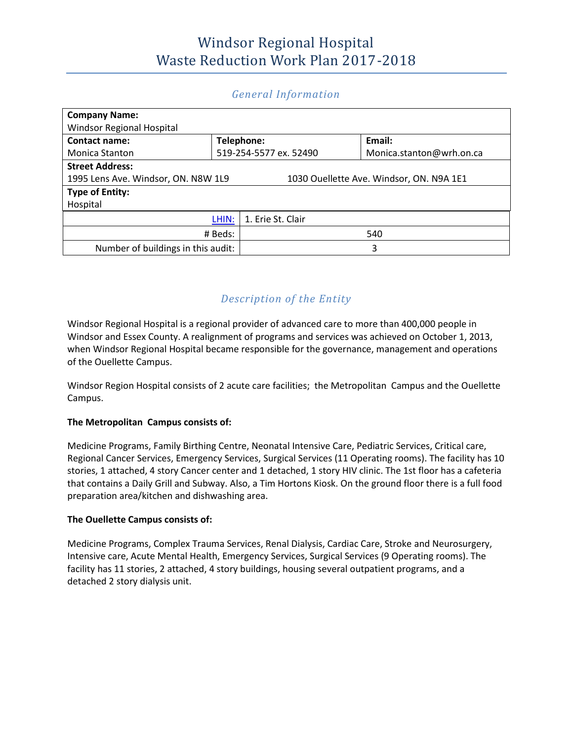# Windsor Regional Hospital
# Waste Reduction Work Plan 2017-2018

## *General Information*

| **Company Name:** | | |
|---|---|---|
| Windsor Regional Hospital | | |
| **Contact name:** | **Telephone:** | **Email:** |
| Monica Stanton | 519-254-5577 ex. 52490 | Monica.stanton@wrh.on.ca |
| **Street Address:** | | |
| 1995 Lens Ave. Windsor, ON. N8W 1L9 | 1030 Ouellette Ave. Windsor, ON. N9A 1E1 | |
| **Type of Entity:** | | |
| Hospital | | |

| | |
|---|---|
| LHIN: | 1. Erie St. Clair |
| # Beds: | 540 |
| Number of buildings in this audit: | 3 |

## *Description of the Entity*

Windsor Regional Hospital is a regional provider of advanced care to more than 400,000 people in Windsor and Essex County. A realignment of programs and services was achieved on October 1, 2013, when Windsor Regional Hospital became responsible for the governance, management and operations of the Ouellette Campus.

Windsor Region Hospital consists of 2 acute care facilities; the Metropolitan Campus and the Ouellette Campus.

**The Metropolitan Campus consists of:**

Medicine Programs, Family Birthing Centre, Neonatal Intensive Care, Pediatric Services, Critical care, Regional Cancer Services, Emergency Services, Surgical Services (11 Operating rooms). The facility has 10 stories, 1 attached, 4 story Cancer center and 1 detached, 1 story HIV clinic. The 1st floor has a cafeteria that contains a Daily Grill and Subway. Also, a Tim Hortons Kiosk. On the ground floor there is a full food preparation area/kitchen and dishwashing area.

**The Ouellette Campus consists of:**

Medicine Programs, Complex Trauma Services, Renal Dialysis, Cardiac Care, Stroke and Neurosurgery, Intensive care, Acute Mental Health, Emergency Services, Surgical Services (9 Operating rooms). The facility has 11 stories, 2 attached, 4 story buildings, housing several outpatient programs, and a detached 2 story dialysis unit.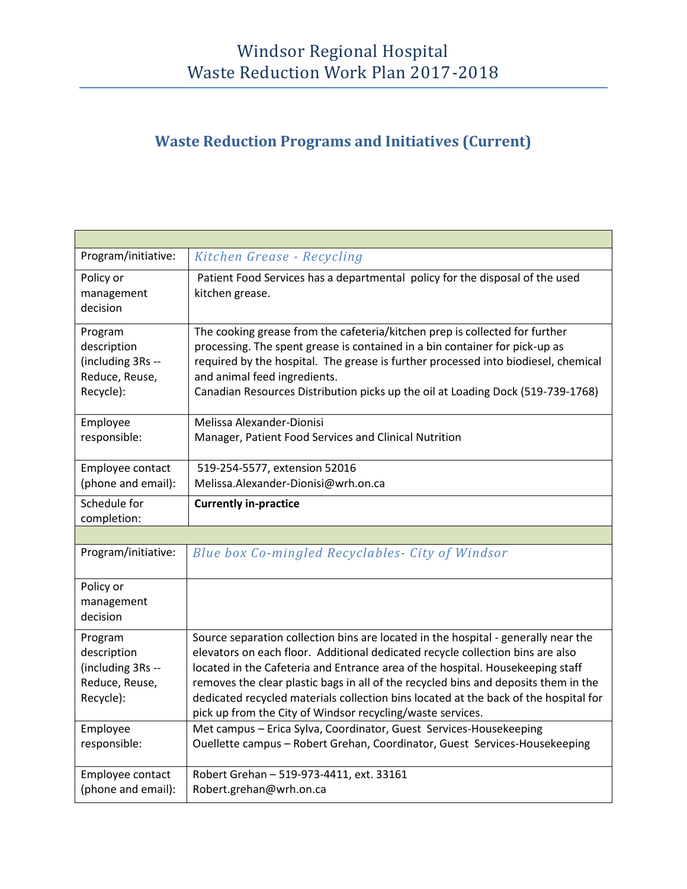# Windsor Regional Hospital
# Waste Reduction Work Plan 2017-2018

## Waste Reduction Programs and Initiatives (Current)

| | |
|---|---|
| Program/initiative: | *Kitchen Grease - Recycling* |
| Policy or management decision | Patient Food Services has a departmental policy for the disposal of the used kitchen grease. |
| Program description (including 3Rs -- Reduce, Reuse, Recycle): | The cooking grease from the cafeteria/kitchen prep is collected for further processing. The spent grease is contained in a bin container for pick-up as required by the hospital. The grease is further processed into biodiesel, chemical and animal feed ingredients.<br>Canadian Resources Distribution picks up the oil at Loading Dock (519-739-1768) |
| Employee responsible: | Melissa Alexander-Dionisi<br>Manager, Patient Food Services and Clinical Nutrition |
| Employee contact (phone and email): | 519-254-5577, extension 52016<br>Melissa.Alexander-Dionisi@wrh.on.ca |
| Schedule for completion: | **Currently in-practice** |
| | |
| Program/initiative: | *Blue box Co-mingled Recyclables- City of Windsor* |
| Policy or management decision | |
| Program description (including 3Rs -- Reduce, Reuse, Recycle): | Source separation collection bins are located in the hospital - generally near the elevators on each floor. Additional dedicated recycle collection bins are also located in the Cafeteria and Entrance area of the hospital. Housekeeping staff removes the clear plastic bags in all of the recycled bins and deposits them in the dedicated recycled materials collection bins located at the back of the hospital for pick up from the City of Windsor recycling/waste services. |
| Employee responsible: | Met campus – Erica Sylva, Coordinator, Guest Services-Housekeeping<br>Ouellette campus – Robert Grehan, Coordinator, Guest Services-Housekeeping |
| Employee contact (phone and email): | Robert Grehan – 519-973-4411, ext. 33161<br>Robert.grehan@wrh.on.ca |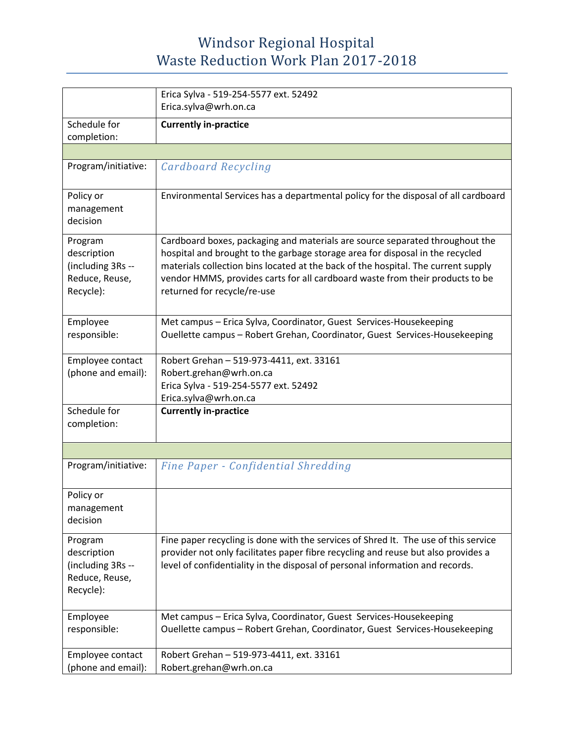# Windsor Regional Hospital
# Waste Reduction Work Plan 2017-2018

| | |
|---|---|
| | Erica Sylva - 519-254-5577 ext. 52492<br>Erica.sylva@wrh.on.ca |
| Schedule for completion: | **Currently in-practice** |
| | |
| Program/initiative: | *Cardboard Recycling* |
| Policy or management decision | Environmental Services has a departmental policy for the disposal of all cardboard |
| Program description (including 3Rs -- Reduce, Reuse, Recycle): | Cardboard boxes, packaging and materials are source separated throughout the hospital and brought to the garbage storage area for disposal in the recycled materials collection bins located at the back of the hospital. The current supply vendor HMMS, provides carts for all cardboard waste from their products to be returned for recycle/re-use |
| Employee responsible: | Met campus – Erica Sylva, Coordinator, Guest Services-Housekeeping<br>Ouellette campus – Robert Grehan, Coordinator, Guest Services-Housekeeping |
| Employee contact (phone and email): | Robert Grehan – 519-973-4411, ext. 33161<br>Robert.grehan@wrh.on.ca<br>Erica Sylva - 519-254-5577 ext. 52492<br>Erica.sylva@wrh.on.ca |
| Schedule for completion: | **Currently in-practice** |
| | |
| Program/initiative: | *Fine Paper - Confidential Shredding* |
| Policy or management decision | |
| Program description (including 3Rs -- Reduce, Reuse, Recycle): | Fine paper recycling is done with the services of Shred It. The use of this service provider not only facilitates paper fibre recycling and reuse but also provides a level of confidentiality in the disposal of personal information and records. |
| Employee responsible: | Met campus – Erica Sylva, Coordinator, Guest Services-Housekeeping<br>Ouellette campus – Robert Grehan, Coordinator, Guest Services-Housekeeping |
| Employee contact (phone and email): | Robert Grehan – 519-973-4411, ext. 33161<br>Robert.grehan@wrh.on.ca |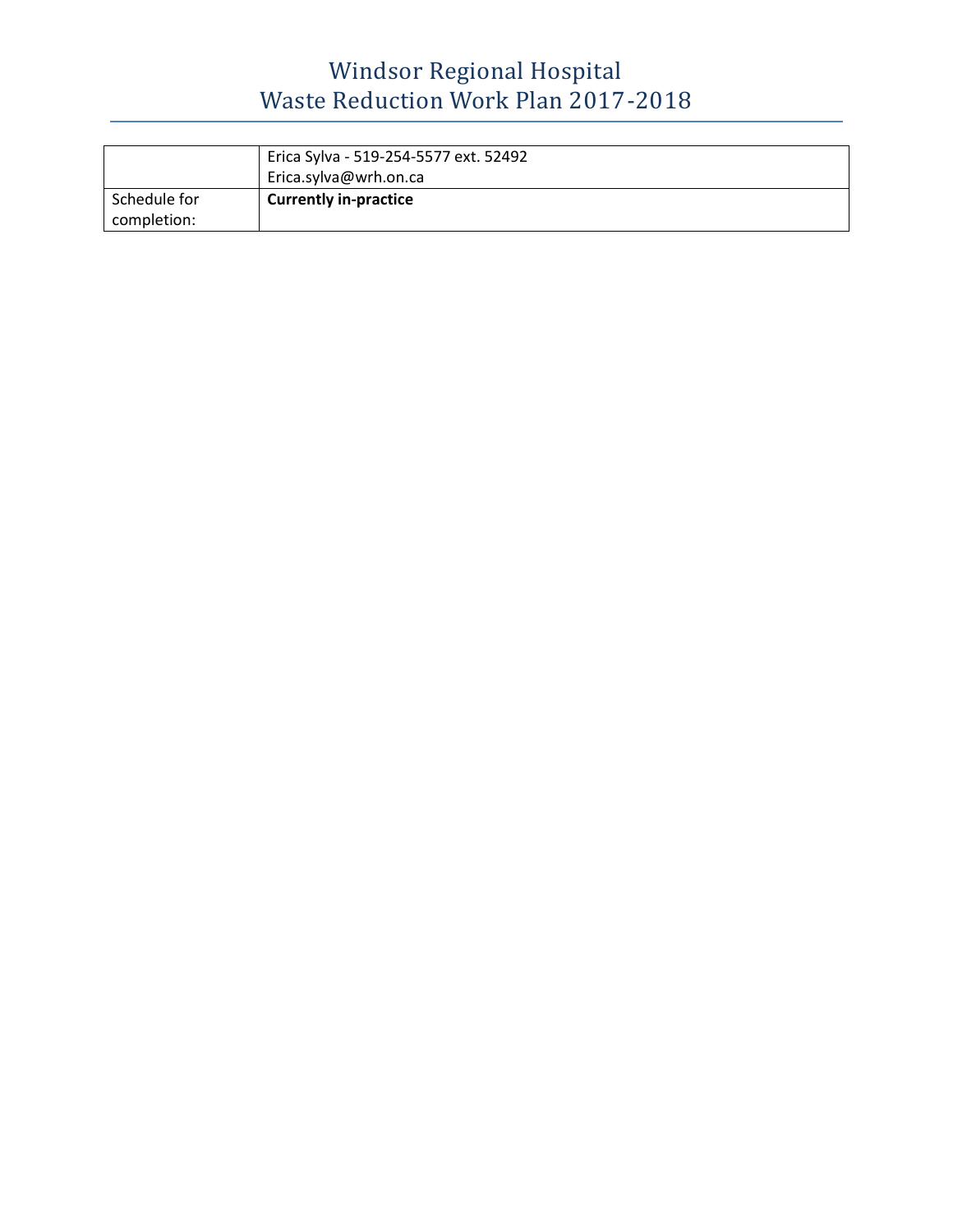|  |  |
|---|---|
|  | Erica Sylva - 519-254-5577 ext. 52492<br>Erica.sylva@wrh.on.ca |
| Schedule for completion: | **Currently in-practice** |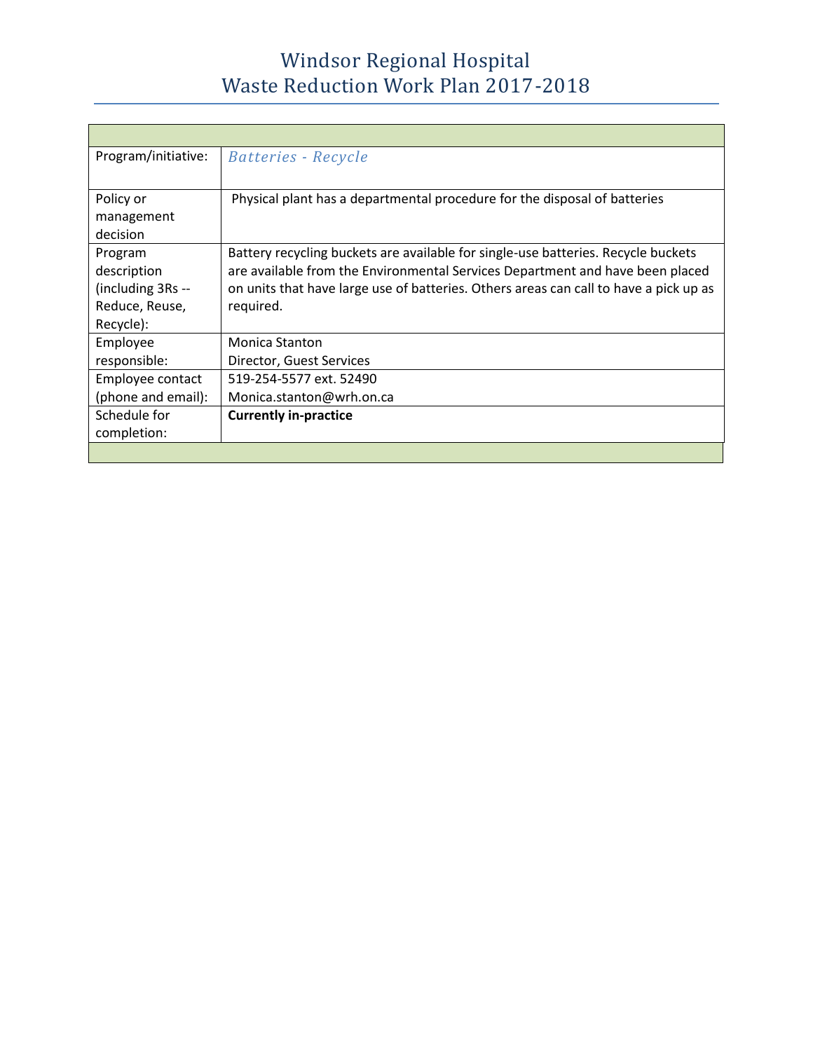# Windsor Regional Hospital
# Waste Reduction Work Plan 2017-2018

| | |
|---|---|
| Program/initiative: | *Batteries - Recycle* |
| Policy or management decision | Physical plant has a departmental procedure for the disposal of batteries |
| Program description (including 3Rs -- Reduce, Reuse, Recycle): | Battery recycling buckets are available for single-use batteries. Recycle buckets are available from the Environmental Services Department and have been placed on units that have large use of batteries. Others areas can call to have a pick up as required. |
| Employee responsible: | Monica Stanton<br>Director, Guest Services |
| Employee contact (phone and email): | 519-254-5577 ext. 52490<br>Monica.stanton@wrh.on.ca |
| Schedule for completion: | **Currently in-practice** |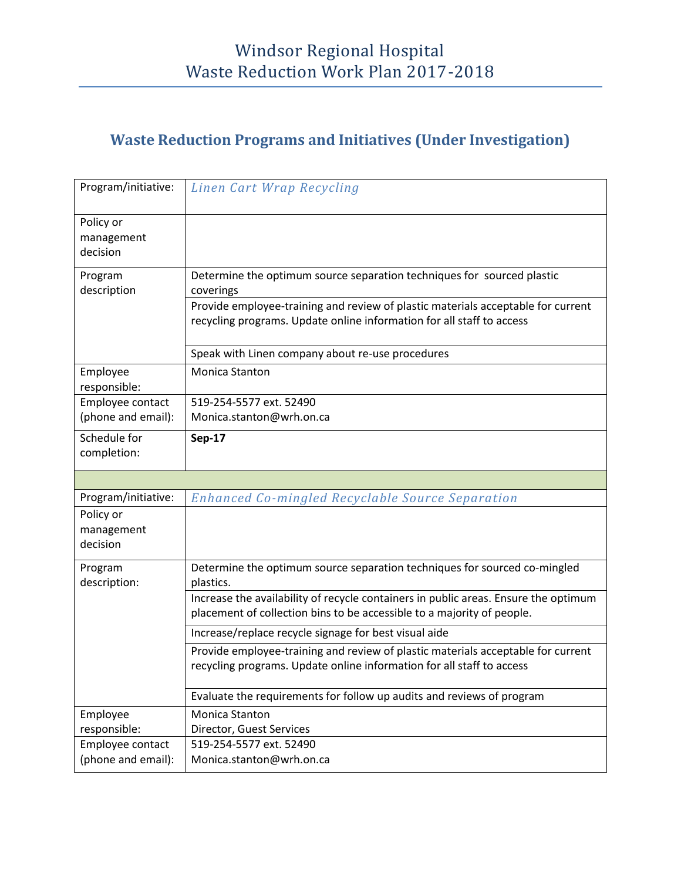# Windsor Regional Hospital
# Waste Reduction Work Plan 2017-2018

## Waste Reduction Programs and Initiatives (Under Investigation)

| Program/initiative: | *Linen Cart Wrap Recycling* |
|---|---|
| Policy or management decision | |
| Program description | Determine the optimum source separation techniques for sourced plastic coverings |
| | Provide employee-training and review of plastic materials acceptable for current recycling programs. Update online information for all staff to access |
| | Speak with Linen company about re-use procedures |
| Employee responsible: | Monica Stanton |
| Employee contact (phone and email): | 519-254-5577 ext. 52490<br>Monica.stanton@wrh.on.ca |
| Schedule for completion: | **Sep-17** |

| Program/initiative: | *Enhanced Co-mingled Recyclable Source Separation* |
|---|---|
| Policy or management decision | |
| Program description: | Determine the optimum source separation techniques for sourced co-mingled plastics. |
| | Increase the availability of recycle containers in public areas. Ensure the optimum placement of collection bins to be accessible to a majority of people. |
| | Increase/replace recycle signage for best visual aide |
| | Provide employee-training and review of plastic materials acceptable for current recycling programs. Update online information for all staff to access |
| | Evaluate the requirements for follow up audits and reviews of program |
| Employee responsible: | Monica Stanton<br>Director, Guest Services |
| Employee contact (phone and email): | 519-254-5577 ext. 52490<br>Monica.stanton@wrh.on.ca |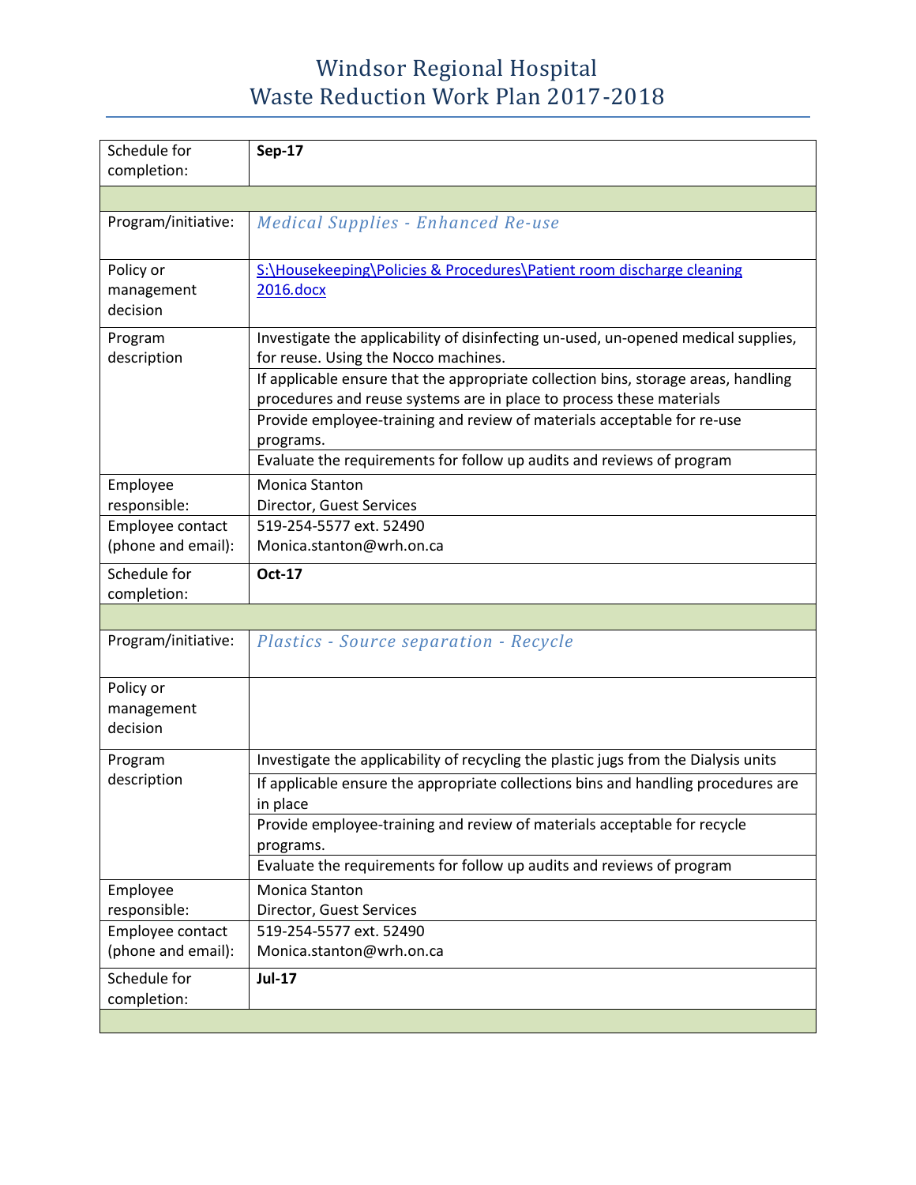# Windsor Regional Hospital
# Waste Reduction Work Plan 2017-2018

| | |
|---|---|
| Schedule for completion: | **Sep-17** |
| | |
| Program/initiative: | *Medical Supplies - Enhanced Re-use* |
| Policy or management decision | [S:\Housekeeping\Policies & Procedures\Patient room discharge cleaning 2016.docx]() |
| Program description | Investigate the applicability of disinfecting un-used, un-opened medical supplies, for reuse. Using the Nocco machines. |
| | If applicable ensure that the appropriate collection bins, storage areas, handling procedures and reuse systems are in place to process these materials |
| | Provide employee-training and review of materials acceptable for re-use programs. |
| | Evaluate the requirements for follow up audits and reviews of program |
| Employee responsible: | Monica Stanton<br>Director, Guest Services |
| Employee contact (phone and email): | 519-254-5577 ext. 52490<br>Monica.stanton@wrh.on.ca |
| Schedule for completion: | **Oct-17** |
| | |
| Program/initiative: | *Plastics - Source separation - Recycle* |
| Policy or management decision | |
| Program description | Investigate the applicability of recycling the plastic jugs from the Dialysis units |
| | If applicable ensure the appropriate collections bins and handling procedures are in place |
| | Provide employee-training and review of materials acceptable for recycle programs. |
| | Evaluate the requirements for follow up audits and reviews of program |
| Employee responsible: | Monica Stanton<br>Director, Guest Services |
| Employee contact (phone and email): | 519-254-5577 ext. 52490<br>Monica.stanton@wrh.on.ca |
| Schedule for completion: | **Jul-17** |
| | |